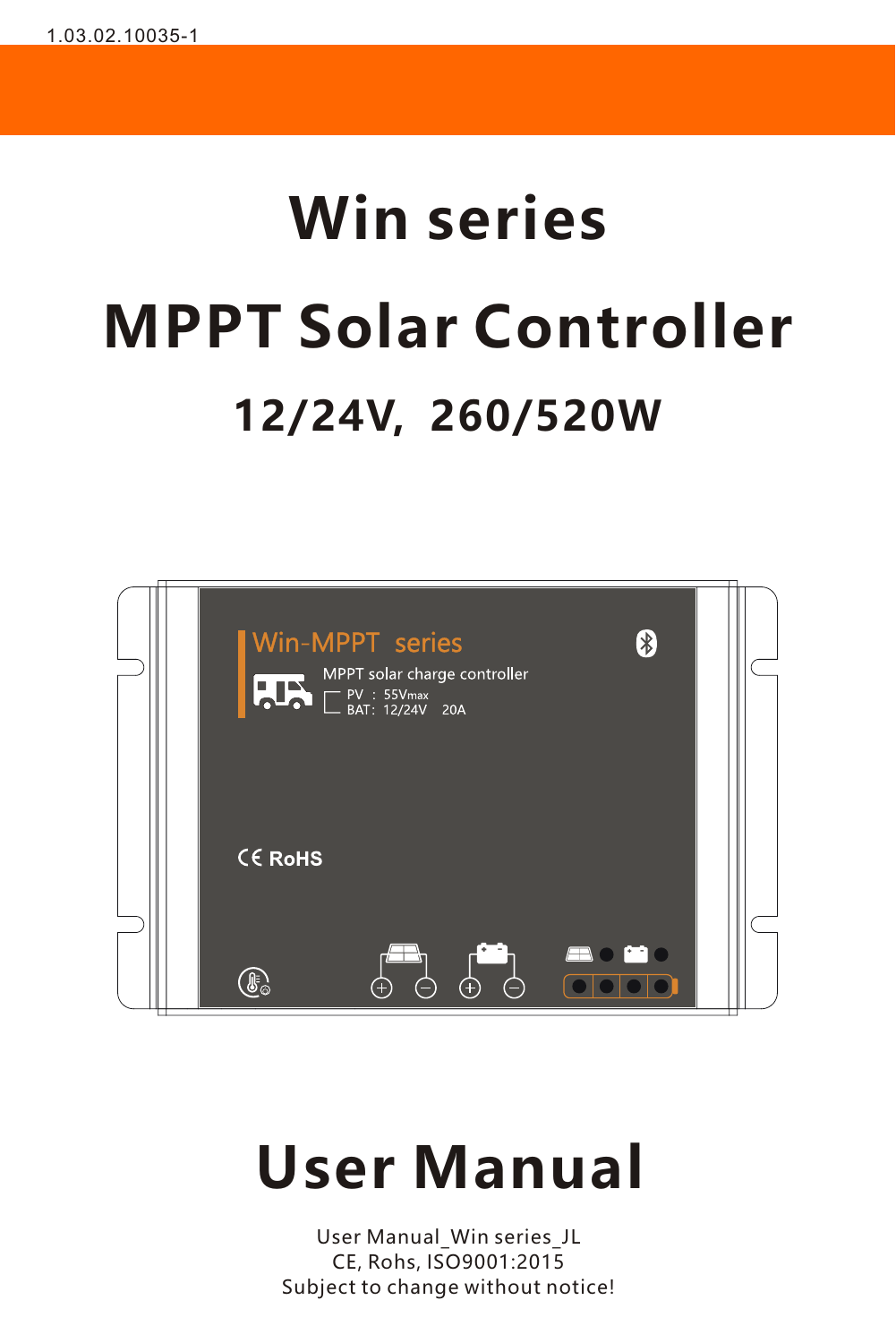1.03.02.10035-1

# Win series

# MPPT Solar Controller

## 12/24V, 260/520W

# User Manual

User Manual_Win series_JL
CE, Rohs, ISO9001:2015
Subject to change without notice!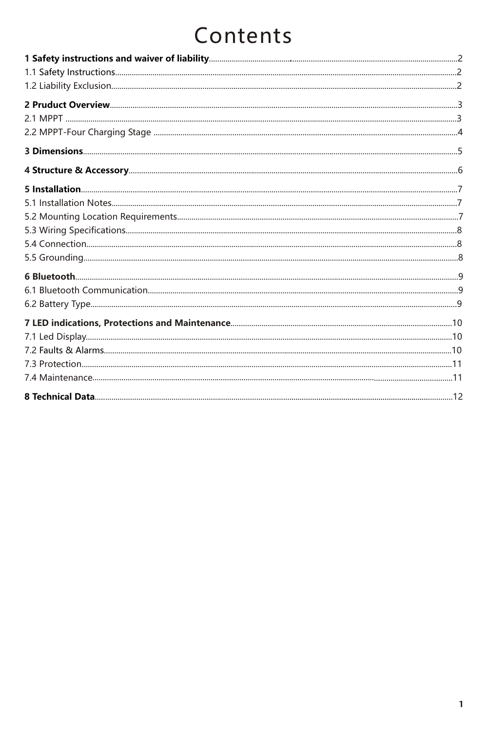# Contents

**1 Safety instructions and waiver of liability**........................................2
1.1 Safety Instructions........................................2
1.2 Liability Exclusion........................................2

**2 Pruduct Overview**........................................3
2.1 MPPT ........................................3
2.2 MPPT-Four Charging Stage ........................................4

**3 Dimensions**........................................5

**4 Structure & Accessory**........................................6

**5 Installation**........................................7
5.1 Installation Notes........................................7
5.2 Mounting Location Requirements........................................7
5.3 Wiring Specifications........................................8
5.4 Connection........................................8
5.5 Grounding........................................8

**6 Bluetooth**........................................9
6.1 Bluetooth Communication........................................9
6.2 Battery Type........................................9

**7 LED indications, Protections and Maintenance**........................................10
7.1 Led Display........................................10
7.2 Faults & Alarms........................................10
7.3 Protection........................................11
7.4 Maintenance........................................11

**8 Technical Data**........................................12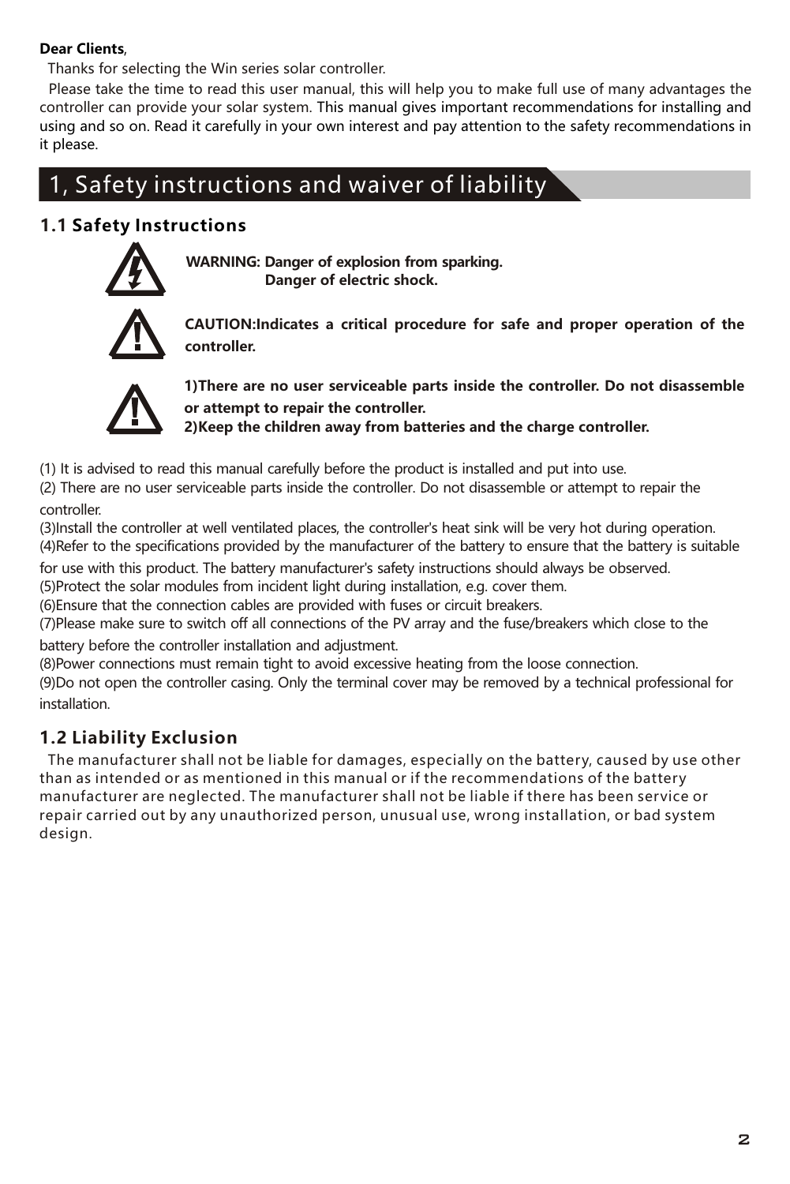**Dear Clients**,

Thanks for selecting the Win series solar controller.

Please take the time to read this user manual, this will help you to make full use of many advantages the controller can provide your solar system. This manual gives important recommendations for installing and using and so on. Read it carefully in your own interest and pay attention to the safety recommendations in it please.

# 1, Safety instructions and waiver of liability

## 1.1 Safety Instructions

**WARNING: Danger of explosion from sparking.**
**Danger of electric shock.**

**CAUTION:Indicates a critical procedure for safe and proper operation of the controller.**

**1)There are no user serviceable parts inside the controller. Do not disassemble or attempt to repair the controller.**
**2)Keep the children away from batteries and the charge controller.**

(1) It is advised to read this manual carefully before the product is installed and put into use.
(2) There are no user serviceable parts inside the controller. Do not disassemble or attempt to repair the controller.
(3)Install the controller at well ventilated places, the controller's heat sink will be very hot during operation.
(4)Refer to the specifications provided by the manufacturer of the battery to ensure that the battery is suitable for use with this product. The battery manufacturer's safety instructions should always be observed.
(5)Protect the solar modules from incident light during installation, e.g. cover them.
(6)Ensure that the connection cables are provided with fuses or circuit breakers.
(7)Please make sure to switch off all connections of the PV array and the fuse/breakers which close to the battery before the controller installation and adjustment.
(8)Power connections must remain tight to avoid excessive heating from the loose connection.
(9)Do not open the controller casing. Only the terminal cover may be removed by a technical professional for installation.

## 1.2 Liability Exclusion

The manufacturer shall not be liable for damages, especially on the battery, caused by use other than as intended or as mentioned in this manual or if the recommendations of the battery manufacturer are neglected. The manufacturer shall not be liable if there has been service or repair carried out by any unauthorized person, unusual use, wrong installation, or bad system design.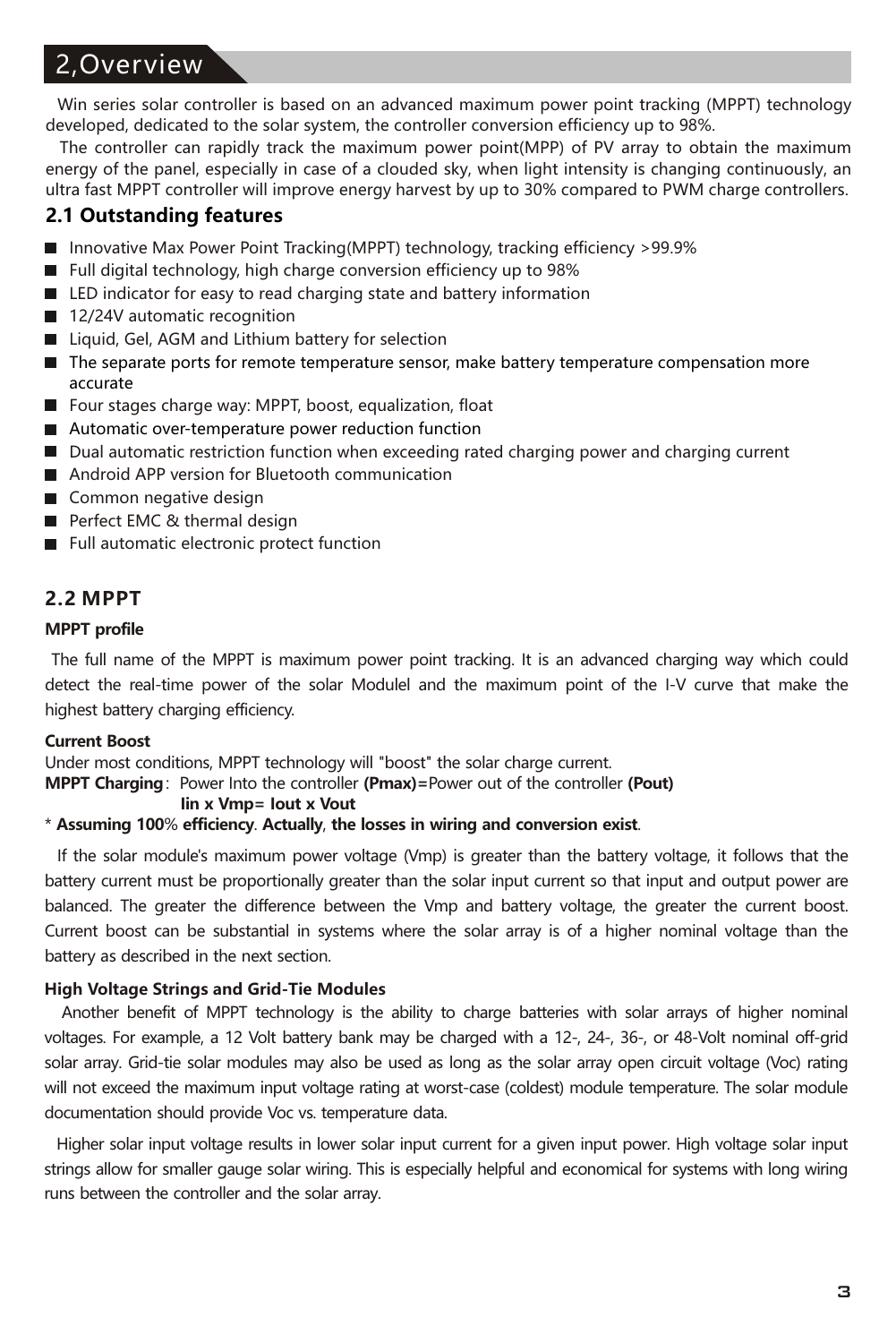## 2,Overview

Win series solar controller is based on an advanced maximum power point tracking (MPPT) technology developed, dedicated to the solar system, the controller conversion efficiency up to 98%.

The controller can rapidly track the maximum power point(MPP) of PV array to obtain the maximum energy of the panel, especially in case of a clouded sky, when light intensity is changing continuously, an ultra fast MPPT controller will improve energy harvest by up to 30% compared to PWM charge controllers.

### 2.1 Outstanding features

- Innovative Max Power Point Tracking(MPPT) technology, tracking efficiency >99.9%
- Full digital technology, high charge conversion efficiency up to 98%
- LED indicator for easy to read charging state and battery information
- 12/24V automatic recognition
- Liquid, Gel, AGM and Lithium battery for selection
- The separate ports for remote temperature sensor, make battery temperature compensation more accurate
- Four stages charge way: MPPT, boost, equalization, float
- Automatic over-temperature power reduction function
- Dual automatic restriction function when exceeding rated charging power and charging current
- Android APP version for Bluetooth communication
- Common negative design
- Perfect EMC & thermal design
- Full automatic electronic protect function

### 2.2 MPPT

**MPPT profile**

The full name of the MPPT is maximum power point tracking. It is an advanced charging way which could detect the real-time power of the solar Modulel and the maximum point of the I-V curve that make the highest battery charging efficiency.

**Current Boost**

Under most conditions, MPPT technology will "boost" the solar charge current.

**MPPT Charging**: Power Into the controller **(Pmax)=**Power out of the controller **(Pout)**

**Iin x Vmp= Iout x Vout**

\* **Assuming 100% efficiency**. **Actually**, **the losses in wiring and conversion exist**.

If the solar module's maximum power voltage (Vmp) is greater than the battery voltage, it follows that the battery current must be proportionally greater than the solar input current so that input and output power are balanced. The greater the difference between the Vmp and battery voltage, the greater the current boost. Current boost can be substantial in systems where the solar array is of a higher nominal voltage than the battery as described in the next section.

**High Voltage Strings and Grid-Tie Modules**

Another benefit of MPPT technology is the ability to charge batteries with solar arrays of higher nominal voltages. For example, a 12 Volt battery bank may be charged with a 12-, 24-, 36-, or 48-Volt nominal off-grid solar array. Grid-tie solar modules may also be used as long as the solar array open circuit voltage (Voc) rating will not exceed the maximum input voltage rating at worst-case (coldest) module temperature. The solar module documentation should provide Voc vs. temperature data.

Higher solar input voltage results in lower solar input current for a given input power. High voltage solar input strings allow for smaller gauge solar wiring. This is especially helpful and economical for systems with long wiring runs between the controller and the solar array.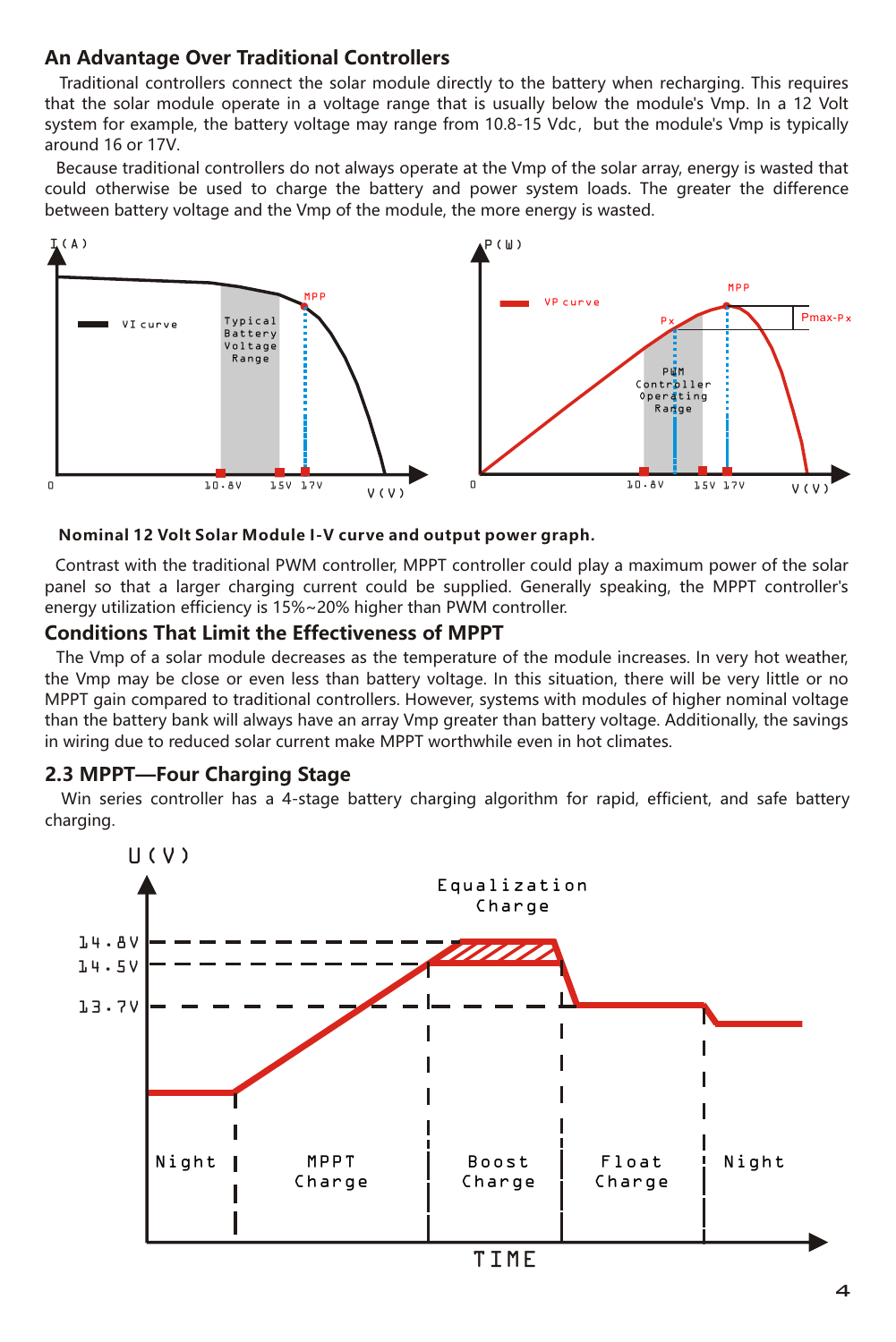## An Advantage Over Traditional Controllers

Traditional controllers connect the solar module directly to the battery when recharging. This requires that the solar module operate in a voltage range that is usually below the module's Vmp. In a 12 Volt system for example, the battery voltage may range from 10.8-15 Vdc, but the module's Vmp is typically around 16 or 17V.

Because traditional controllers do not always operate at the Vmp of the solar array, energy is wasted that could otherwise be used to charge the battery and power system loads. The greater the difference between battery voltage and the Vmp of the module, the more energy is wasted.

**Nominal 12 Volt Solar Module I-V curve and output power graph.**

Contrast with the traditional PWM controller, MPPT controller could play a maximum power of the solar panel so that a larger charging current could be supplied. Generally speaking, the MPPT controller's energy utilization efficiency is 15%~20% higher than PWM controller.

## Conditions That Limit the Effectiveness of MPPT

The Vmp of a solar module decreases as the temperature of the module increases. In very hot weather, the Vmp may be close or even less than battery voltage. In this situation, there will be very little or no MPPT gain compared to traditional controllers. However, systems with modules of higher nominal voltage than the battery bank will always have an array Vmp greater than battery voltage. Additionally, the savings in wiring due to reduced solar current make MPPT worthwhile even in hot climates.

## 2.3 MPPT—Four Charging Stage

Win series controller has a 4-stage battery charging algorithm for rapid, efficient, and safe battery charging.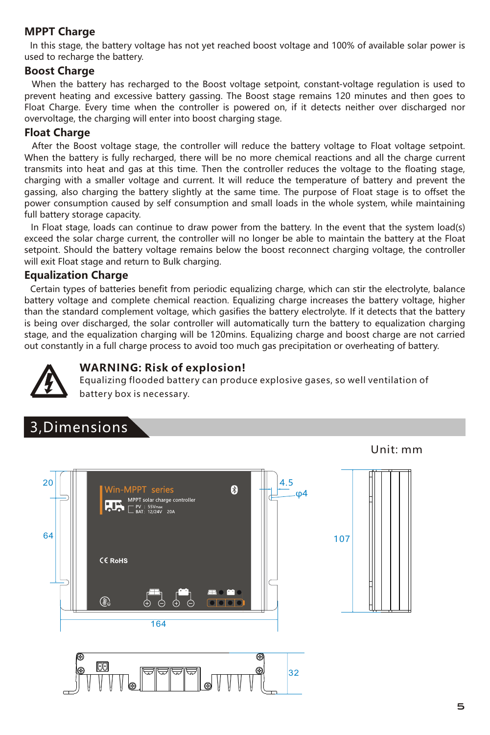### MPPT Charge

In this stage, the battery voltage has not yet reached boost voltage and 100% of available solar power is used to recharge the battery.

### Boost Charge

When the battery has recharged to the Boost voltage setpoint, constant-voltage regulation is used to prevent heating and excessive battery gassing. The Boost stage remains 120 minutes and then goes to Float Charge. Every time when the controller is powered on, if it detects neither over discharged nor overvoltage, the charging will enter into boost charging stage.

### Float Charge

After the Boost voltage stage, the controller will reduce the battery voltage to Float voltage setpoint. When the battery is fully recharged, there will be no more chemical reactions and all the charge current transmits into heat and gas at this time. Then the controller reduces the voltage to the floating stage, charging with a smaller voltage and current. It will reduce the temperature of battery and prevent the gassing, also charging the battery slightly at the same time. The purpose of Float stage is to offset the power consumption caused by self consumption and small loads in the whole system, while maintaining full battery storage capacity.

In Float stage, loads can continue to draw power from the battery. In the event that the system load(s) exceed the solar charge current, the controller will no longer be able to maintain the battery at the Float setpoint. Should the battery voltage remains below the boost reconnect charging voltage, the controller will exit Float stage and return to Bulk charging.

### Equalization Charge

Certain types of batteries benefit from periodic equalizing charge, which can stir the electrolyte, balance battery voltage and complete chemical reaction. Equalizing charge increases the battery voltage, higher than the standard complement voltage, which gasifies the battery electrolyte. If it detects that the battery is being over discharged, the solar controller will automatically turn the battery to equalization charging stage, and the equalization charging will be 120mins. Equalizing charge and boost charge are not carried out constantly in a full charge process to avoid too much gas precipitation or overheating of battery.

**WARNING: Risk of explosion!**

Equalizing flooded battery can produce explosive gases, so well ventilation of battery box is necessary.

## 3,Dimensions

Unit: mm

20 64 4.5 φ4 107 164 32

Win-MPPT series
MPPT solar charge controller
PV : 55Vmax
BAT: 12/24V 20A
CE RoHS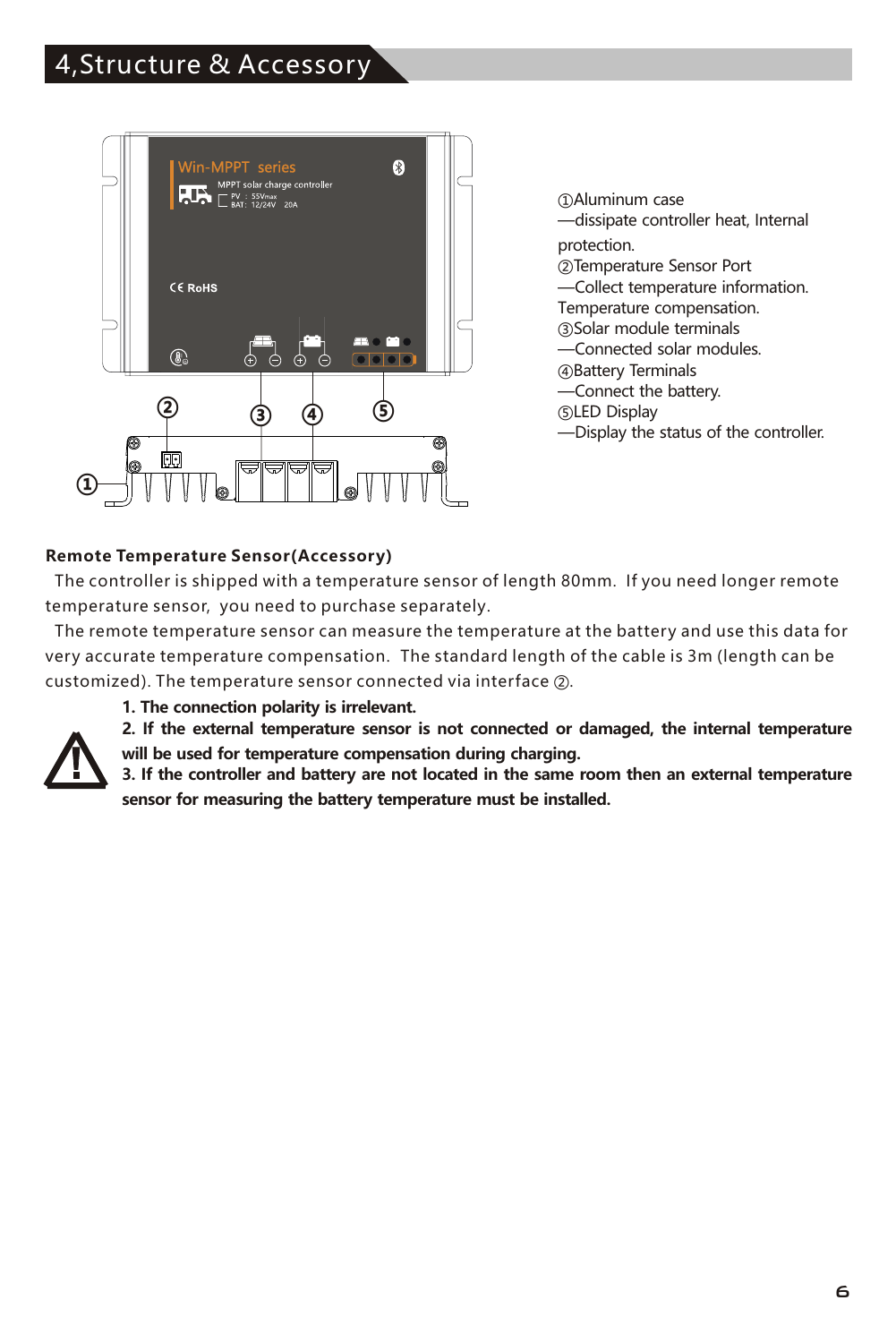# 4,Structure & Accessory

①Aluminum case
—dissipate controller heat, Internal protection.
②Temperature Sensor Port
—Collect temperature information. Temperature compensation.
③Solar module terminals
—Connected solar modules.
④Battery Terminals
—Connect the battery.
⑤LED Display
—Display the status of the controller.

**Remote Temperature Sensor(Accessory)**

The controller is shipped with a temperature sensor of length 80mm. If you need longer remote temperature sensor, you need to purchase separately.

The remote temperature sensor can measure the temperature at the battery and use this data for very accurate temperature compensation. The standard length of the cable is 3m (length can be customized). The temperature sensor connected via interface ②.

**1. The connection polarity is irrelevant.**
**2. If the external temperature sensor is not connected or damaged, the internal temperature will be used for temperature compensation during charging.**
**3. If the controller and battery are not located in the same room then an external temperature sensor for measuring the battery temperature must be installed.**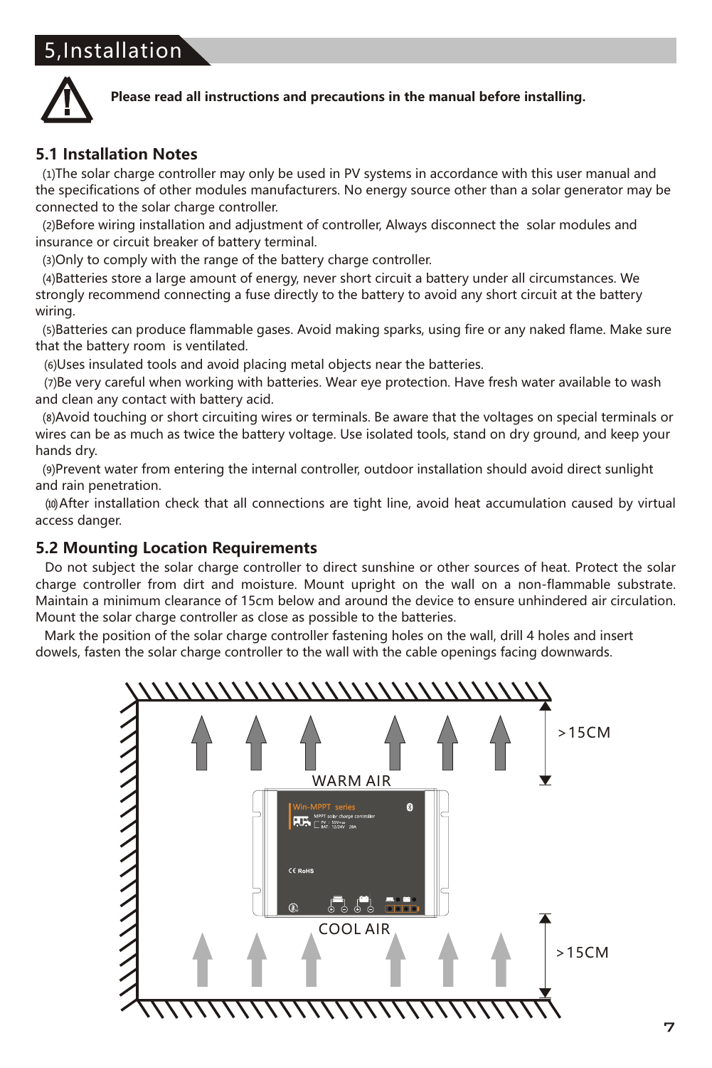# 5,Installation

**Please read all instructions and precautions in the manual before installing.**

## 5.1 Installation Notes

(1)The solar charge controller may only be used in PV systems in accordance with this user manual and the specifications of other modules manufacturers. No energy source other than a solar generator may be connected to the solar charge controller.

(2)Before wiring installation and adjustment of controller, Always disconnect the solar modules and insurance or circuit breaker of battery terminal.

(3)Only to comply with the range of the battery charge controller.

(4)Batteries store a large amount of energy, never short circuit a battery under all circumstances. We strongly recommend connecting a fuse directly to the battery to avoid any short circuit at the battery wiring.

(5)Batteries can produce flammable gases. Avoid making sparks, using fire or any naked flame. Make sure that the battery room is ventilated.

(6)Uses insulated tools and avoid placing metal objects near the batteries.

(7)Be very careful when working with batteries. Wear eye protection. Have fresh water available to wash and clean any contact with battery acid.

(8)Avoid touching or short circuiting wires or terminals. Be aware that the voltages on special terminals or wires can be as much as twice the battery voltage. Use isolated tools, stand on dry ground, and keep your hands dry.

(9)Prevent water from entering the internal controller, outdoor installation should avoid direct sunlight and rain penetration.

(10)After installation check that all connections are tight line, avoid heat accumulation caused by virtual access danger.

## 5.2 Mounting Location Requirements

Do not subject the solar charge controller to direct sunshine or other sources of heat. Protect the solar charge controller from dirt and moisture. Mount upright on the wall on a non-flammable substrate. Maintain a minimum clearance of 15cm below and around the device to ensure unhindered air circulation. Mount the solar charge controller as close as possible to the batteries.

Mark the position of the solar charge controller fastening holes on the wall, drill 4 holes and insert dowels, fasten the solar charge controller to the wall with the cable openings facing downwards.

WARM AIR

>15CM

COOL AIR

>15CM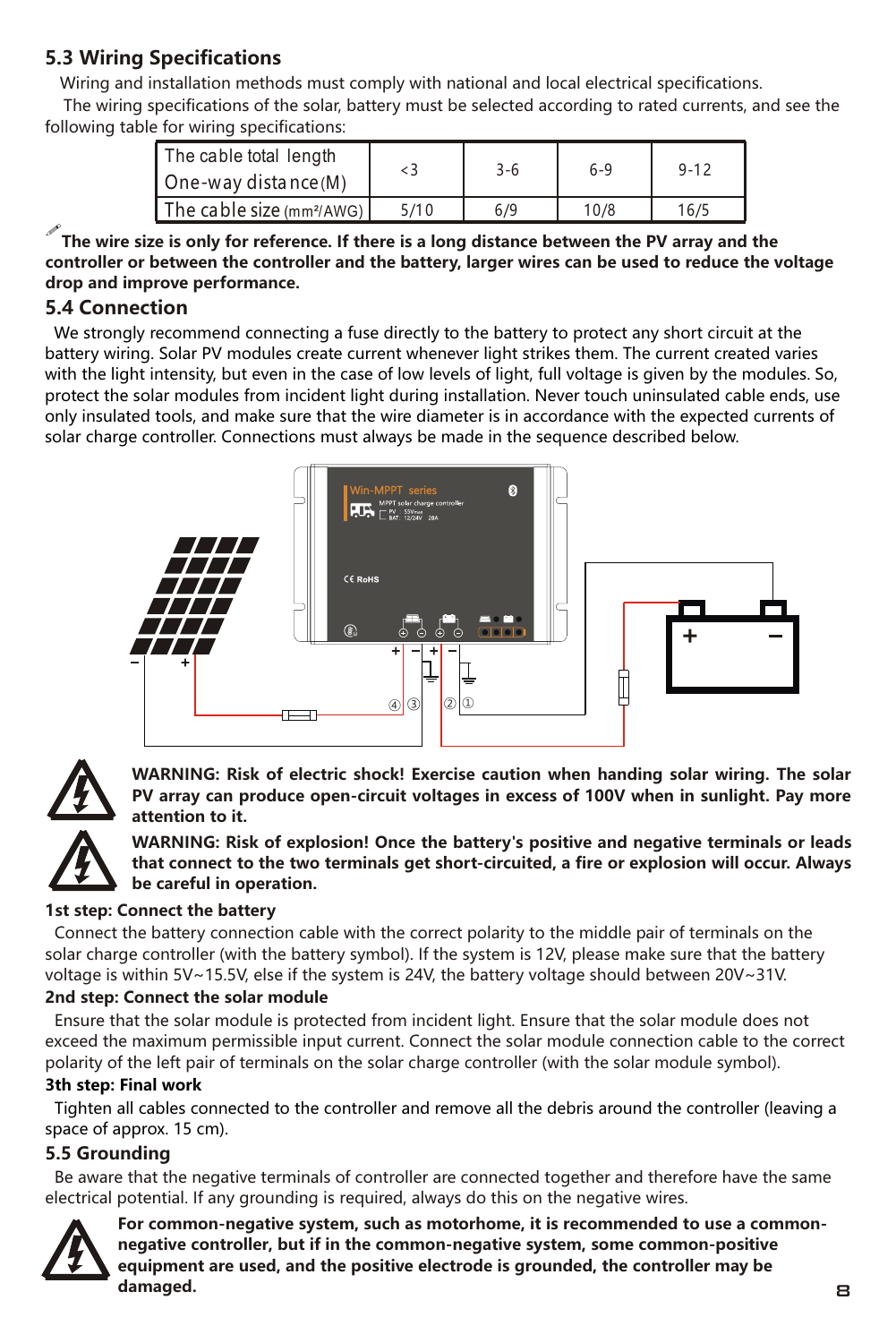## 5.3 Wiring Specifications

Wiring and installation methods must comply with national and local electrical specifications.

The wiring specifications of the solar, battery must be selected according to rated currents, and see the following table for wiring specifications:

| The cable total length One-way distance(M) | <3 | 3-6 | 6-9 | 9-12 |
|---|---|---|---|---|
| The cable size (mm²/AWG) | 5/10 | 6/9 | 10/8 | 16/5 |

**The wire size is only for reference. If there is a long distance between the PV array and the controller or between the controller and the battery, larger wires can be used to reduce the voltage drop and improve performance.**

## 5.4 Connection

We strongly recommend connecting a fuse directly to the battery to protect any short circuit at the battery wiring. Solar PV modules create current whenever light strikes them. The current created varies with the light intensity, but even in the case of low levels of light, full voltage is given by the modules. So, protect the solar modules from incident light during installation. Never touch uninsulated cable ends, use only insulated tools, and make sure that the wire diameter is in accordance with the expected currents of solar charge controller. Connections must always be made in the sequence described below.

**WARNING: Risk of electric shock! Exercise caution when handing solar wiring. The solar PV array can produce open-circuit voltages in excess of 100V when in sunlight. Pay more attention to it.**

**WARNING: Risk of explosion! Once the battery's positive and negative terminals or leads that connect to the two terminals get short-circuited, a fire or explosion will occur. Always be careful in operation.**

**1st step: Connect the battery**

Connect the battery connection cable with the correct polarity to the middle pair of terminals on the solar charge controller (with the battery symbol). If the system is 12V, please make sure that the battery voltage is within 5V~15.5V, else if the system is 24V, the battery voltage should between 20V~31V.

**2nd step: Connect the solar module**

Ensure that the solar module is protected from incident light. Ensure that the solar module does not exceed the maximum permissible input current. Connect the solar module connection cable to the correct polarity of the left pair of terminals on the solar charge controller (with the solar module symbol).

**3th step: Final work**

Tighten all cables connected to the controller and remove all the debris around the controller (leaving a space of approx. 15 cm).

## 5.5 Grounding

Be aware that the negative terminals of controller are connected together and therefore have the same electrical potential. If any grounding is required, always do this on the negative wires.

**For common-negative system, such as motorhome, it is recommended to use a common-negative controller, but if in the common-negative system, some common-positive equipment are used, and the positive electrode is grounded, the controller may be damaged.**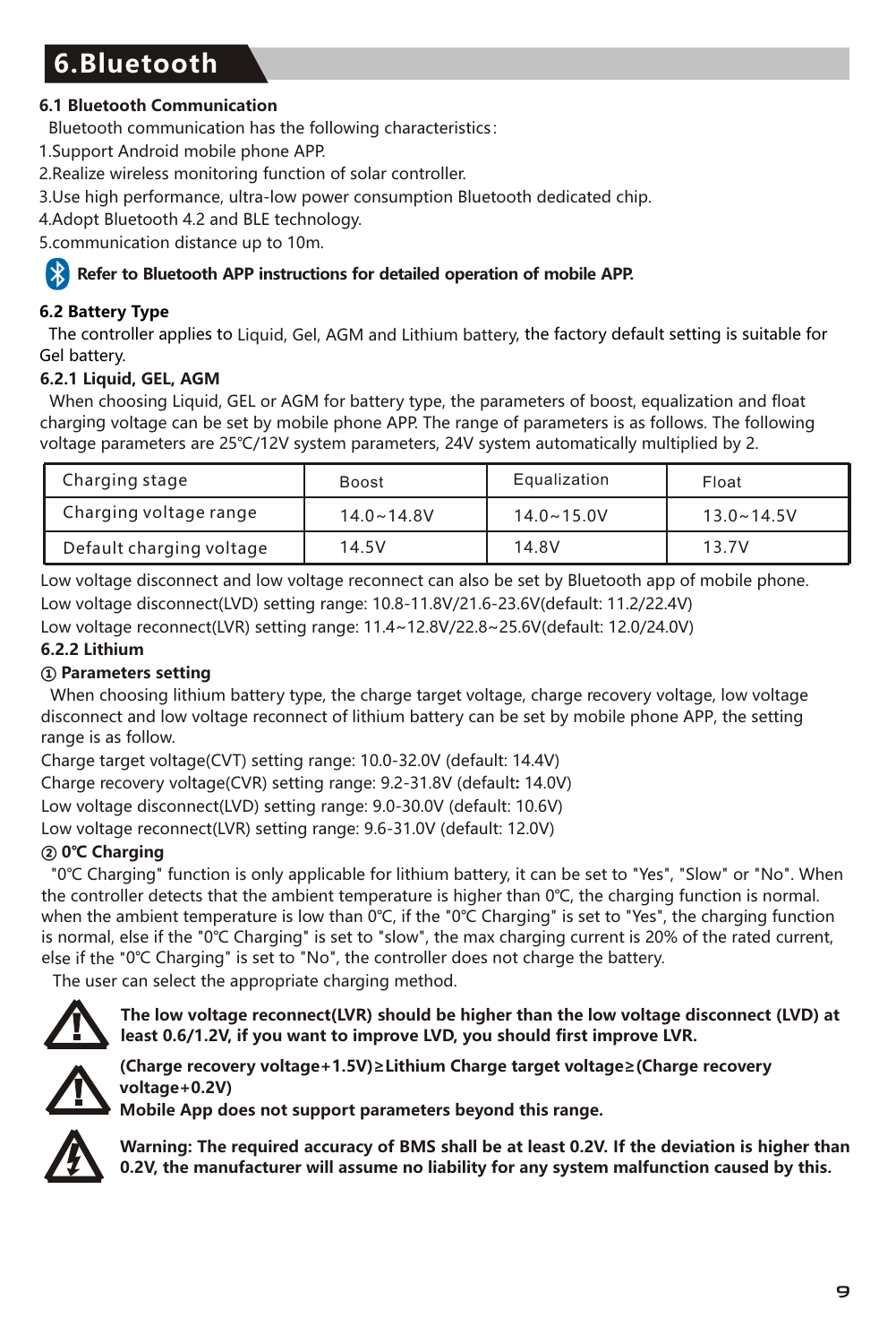# 6.Bluetooth

### 6.1 Bluetooth Communication

Bluetooth communication has the following characteristics:

1.Support Android mobile phone APP.
2.Realize wireless monitoring function of solar controller.
3.Use high performance, ultra-low power consumption Bluetooth dedicated chip.
4.Adopt Bluetooth 4.2 and BLE technology.
5.communication distance up to 10m.

**Refer to Bluetooth APP instructions for detailed operation of mobile APP.**

### 6.2 Battery Type

The controller applies to Liquid, Gel, AGM and Lithium battery, the factory default setting is suitable for Gel battery.

#### 6.2.1 Liquid, GEL, AGM

When choosing Liquid, GEL or AGM for battery type, the parameters of boost, equalization and float charging voltage can be set by mobile phone APP. The range of parameters is as follows. The following voltage parameters are 25℃/12V system parameters, 24V system automatically multiplied by 2.

| Charging stage | Boost | Equalization | Float |
|---|---|---|---|
| Charging voltage range | 14.0~14.8V | 14.0~15.0V | 13.0~14.5V |
| Default charging voltage | 14.5V | 14.8V | 13.7V |

Low voltage disconnect and low voltage reconnect can also be set by Bluetooth app of mobile phone.
Low voltage disconnect(LVD) setting range: 10.8-11.8V/21.6-23.6V(default: 11.2/22.4V)
Low voltage reconnect(LVR) setting range: 11.4~12.8V/22.8~25.6V(default: 12.0/24.0V)

#### 6.2.2 Lithium

**① Parameters setting**

When choosing lithium battery type, the charge target voltage, charge recovery voltage, low voltage disconnect and low voltage reconnect of lithium battery can be set by mobile phone APP, the setting range is as follow.

Charge target voltage(CVT) setting range: 10.0-32.0V (default: 14.4V)
Charge recovery voltage(CVR) setting range: 9.2-31.8V (default: 14.0V)
Low voltage disconnect(LVD) setting range: 9.0-30.0V (default: 10.6V)
Low voltage reconnect(LVR) setting range: 9.6-31.0V (default: 12.0V)

**② 0℃ Charging**

"0℃ Charging" function is only applicable for lithium battery, it can be set to "Yes", "Slow" or "No". When the controller detects that the ambient temperature is higher than 0℃, the charging function is normal. when the ambient temperature is low than 0℃, if the "0℃ Charging" is set to "Yes", the charging function is normal, else if the "0℃ Charging" is set to "slow", the max charging current is 20% of the rated current, else if the "0℃ Charging" is set to "No", the controller does not charge the battery.

The user can select the appropriate charging method.

**The low voltage reconnect(LVR) should be higher than the low voltage disconnect (LVD) at least 0.6/1.2V, if you want to improve LVD, you should first improve LVR.**

**(Charge recovery voltage+1.5V)≥Lithium Charge target voltage≥(Charge recovery voltage+0.2V)**
**Mobile App does not support parameters beyond this range.**

**Warning: The required accuracy of BMS shall be at least 0.2V. If the deviation is higher than 0.2V, the manufacturer will assume no liability for any system malfunction caused by this.**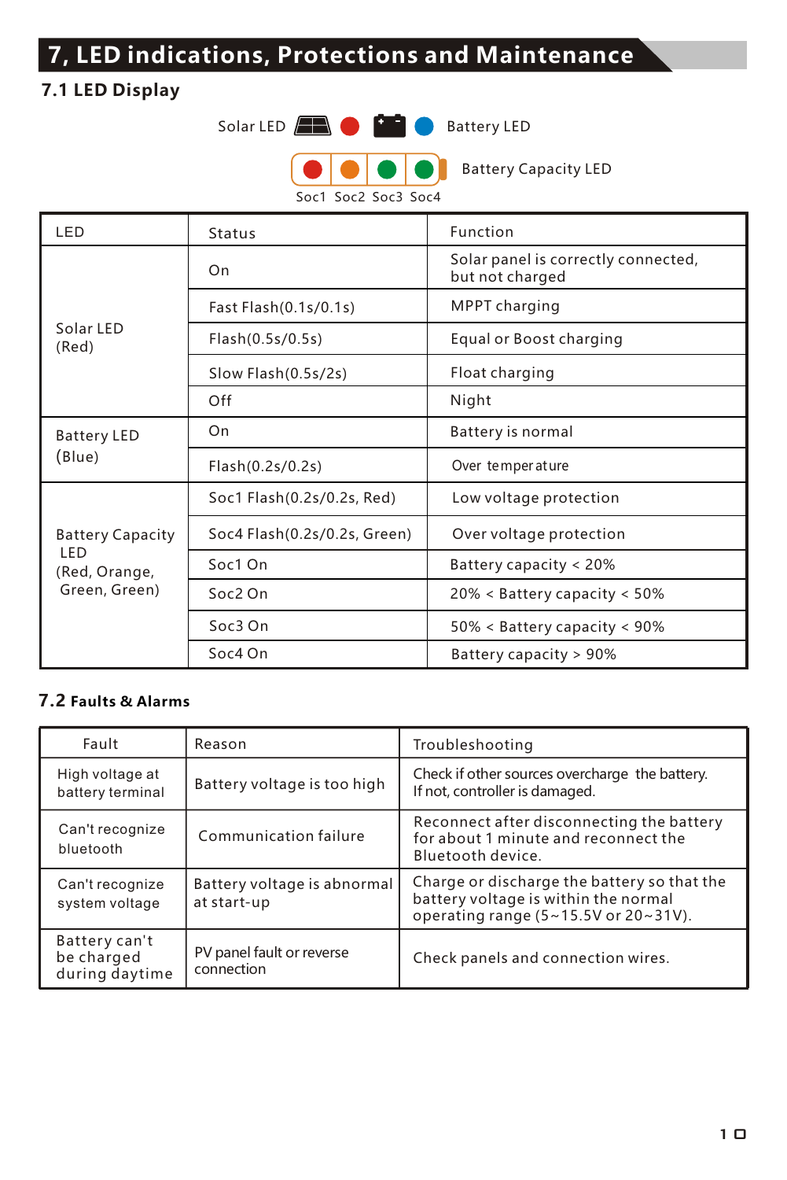# 7, LED indications, Protections and Maintenance

## 7.1 LED Display

Solar LED ● Battery LED ●

Battery Capacity LED

Soc1 Soc2 Soc3 Soc4

| LED | Status | Function |
|---|---|---|
| Solar LED (Red) | On | Solar panel is correctly connected, but not charged |
| | Fast Flash(0.1s/0.1s) | MPPT charging |
| | Flash(0.5s/0.5s) | Equal or Boost charging |
| | Slow Flash(0.5s/2s) | Float charging |
| | Off | Night |
| Battery LED (Blue) | On | Battery is normal |
| | Flash(0.2s/0.2s) | Over temperature |
| Battery Capacity LED (Red, Orange, Green, Green) | Soc1 Flash(0.2s/0.2s, Red) | Low voltage protection |
| | Soc4 Flash(0.2s/0.2s, Green) | Over voltage protection |
| | Soc1 On | Battery capacity < 20% |
| | Soc2 On | 20% < Battery capacity < 50% |
| | Soc3 On | 50% < Battery capacity < 90% |
| | Soc4 On | Battery capacity > 90% |

## 7.2 Faults & Alarms

| Fault | Reason | Troubleshooting |
|---|---|---|
| High voltage at battery terminal | Battery voltage is too high | Check if other sources overcharge the battery. If not, controller is damaged. |
| Can't recognize bluetooth | Communication failure | Reconnect after disconnecting the battery for about 1 minute and reconnect the Bluetooth device. |
| Can't recognize system voltage | Battery voltage is abnormal at start-up | Charge or discharge the battery so that the battery voltage is within the normal operating range (5~15.5V or 20~31V). |
| Battery can't be charged during daytime | PV panel fault or reverse connection | Check panels and connection wires. |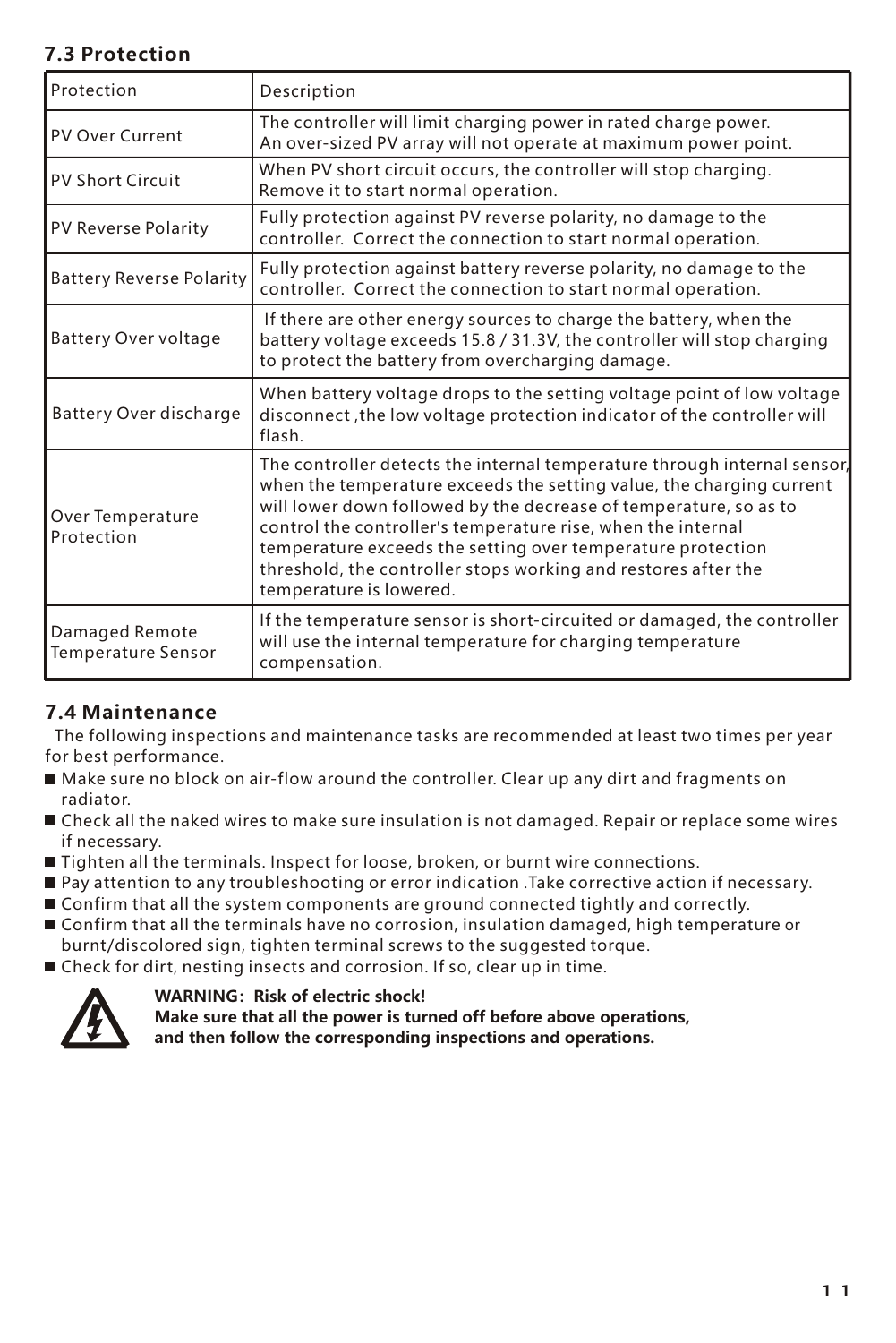### 7.3 Protection

| Protection | Description |
|---|---|
| PV Over Current | The controller will limit charging power in rated charge power. An over-sized PV array will not operate at maximum power point. |
| PV Short Circuit | When PV short circuit occurs, the controller will stop charging. Remove it to start normal operation. |
| PV Reverse Polarity | Fully protection against PV reverse polarity, no damage to the controller. Correct the connection to start normal operation. |
| Battery Reverse Polarity | Fully protection against battery reverse polarity, no damage to the controller. Correct the connection to start normal operation. |
| Battery Over voltage | If there are other energy sources to charge the battery, when the battery voltage exceeds 15.8 / 31.3V, the controller will stop charging to protect the battery from overcharging damage. |
| Battery Over discharge | When battery voltage drops to the setting voltage point of low voltage disconnect ,the low voltage protection indicator of the controller will flash. |
| Over Temperature Protection | The controller detects the internal temperature through internal sensor, when the temperature exceeds the setting value, the charging current will lower down followed by the decrease of temperature, so as to control the controller's temperature rise, when the internal temperature exceeds the setting over temperature protection threshold, the controller stops working and restores after the temperature is lowered. |
| Damaged Remote Temperature Sensor | If the temperature sensor is short-circuited or damaged, the controller will use the internal temperature for charging temperature compensation. |

### 7.4 Maintenance

The following inspections and maintenance tasks are recommended at least two times per year for best performance.

- Make sure no block on air-flow around the controller. Clear up any dirt and fragments on radiator.
- Check all the naked wires to make sure insulation is not damaged. Repair or replace some wires if necessary.
- Tighten all the terminals. Inspect for loose, broken, or burnt wire connections.
- Pay attention to any troubleshooting or error indication .Take corrective action if necessary.
- Confirm that all the system components are ground connected tightly and correctly.
- Confirm that all the terminals have no corrosion, insulation damaged, high temperature or burnt/discolored sign, tighten terminal screws to the suggested torque.
- Check for dirt, nesting insects and corrosion. If so, clear up in time.

**WARNING：Risk of electric shock!**
**Make sure that all the power is turned off before above operations, and then follow the corresponding inspections and operations.**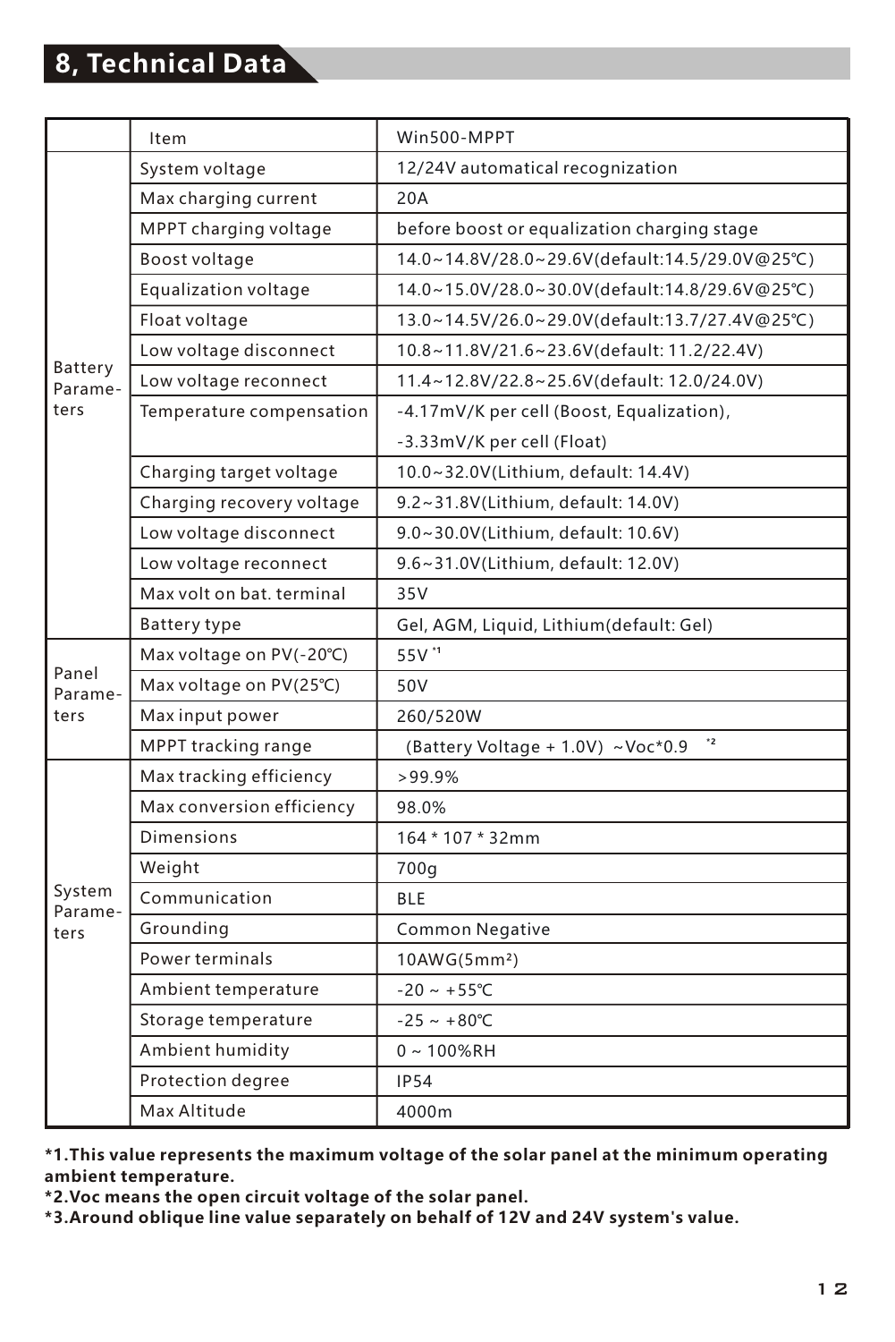## 8, Technical Data

| | Item | Win500-MPPT |
|---|---|---|
| Battery Parameters | System voltage | 12/24V automatical recognization |
| | Max charging current | 20A |
| | MPPT charging voltage | before boost or equalization charging stage |
| | Boost voltage | 14.0~14.8V/28.0~29.6V(default:14.5/29.0V@25℃) |
| | Equalization voltage | 14.0~15.0V/28.0~30.0V(default:14.8/29.6V@25℃) |
| | Float voltage | 13.0~14.5V/26.0~29.0V(default:13.7/27.4V@25℃) |
| | Low voltage disconnect | 10.8~11.8V/21.6~23.6V(default: 11.2/22.4V) |
| | Low voltage reconnect | 11.4~12.8V/22.8~25.6V(default: 12.0/24.0V) |
| | Temperature compensation | -4.17mV/K per cell (Boost, Equalization), -3.33mV/K per cell (Float) |
| | Charging target voltage | 10.0~32.0V(Lithium, default: 14.4V) |
| | Charging recovery voltage | 9.2~31.8V(Lithium, default: 14.0V) |
| | Low voltage disconnect | 9.0~30.0V(Lithium, default: 10.6V) |
| | Low voltage reconnect | 9.6~31.0V(Lithium, default: 12.0V) |
| | Max volt on bat. terminal | 35V |
| | Battery type | Gel, AGM, Liquid, Lithium(default: Gel) |
| Panel Parameters | Max voltage on PV(-20℃) | 55V *1 |
| | Max voltage on PV(25℃) | 50V |
| | Max input power | 260/520W |
| | MPPT tracking range | (Battery Voltage + 1.0V) ~Voc*0.9 *2 |
| System Parameters | Max tracking efficiency | >99.9% |
| | Max conversion efficiency | 98.0% |
| | Dimensions | 164 * 107 * 32mm |
| | Weight | 700g |
| | Communication | BLE |
| | Grounding | Common Negative |
| | Power terminals | 10AWG($5mm^2$) |
| | Ambient temperature | -20 ~ +55℃ |
| | Storage temperature | -25 ~ +80℃ |
| | Ambient humidity | 0 ~ 100%RH |
| | Protection degree | IP54 |
| | Max Altitude | 4000m |

**\*1.This value represents the maximum voltage of the solar panel at the minimum operating ambient temperature.**
**\*2.Voc means the open circuit voltage of the solar panel.**
**\*3.Around oblique line value separately on behalf of 12V and 24V system's value.**